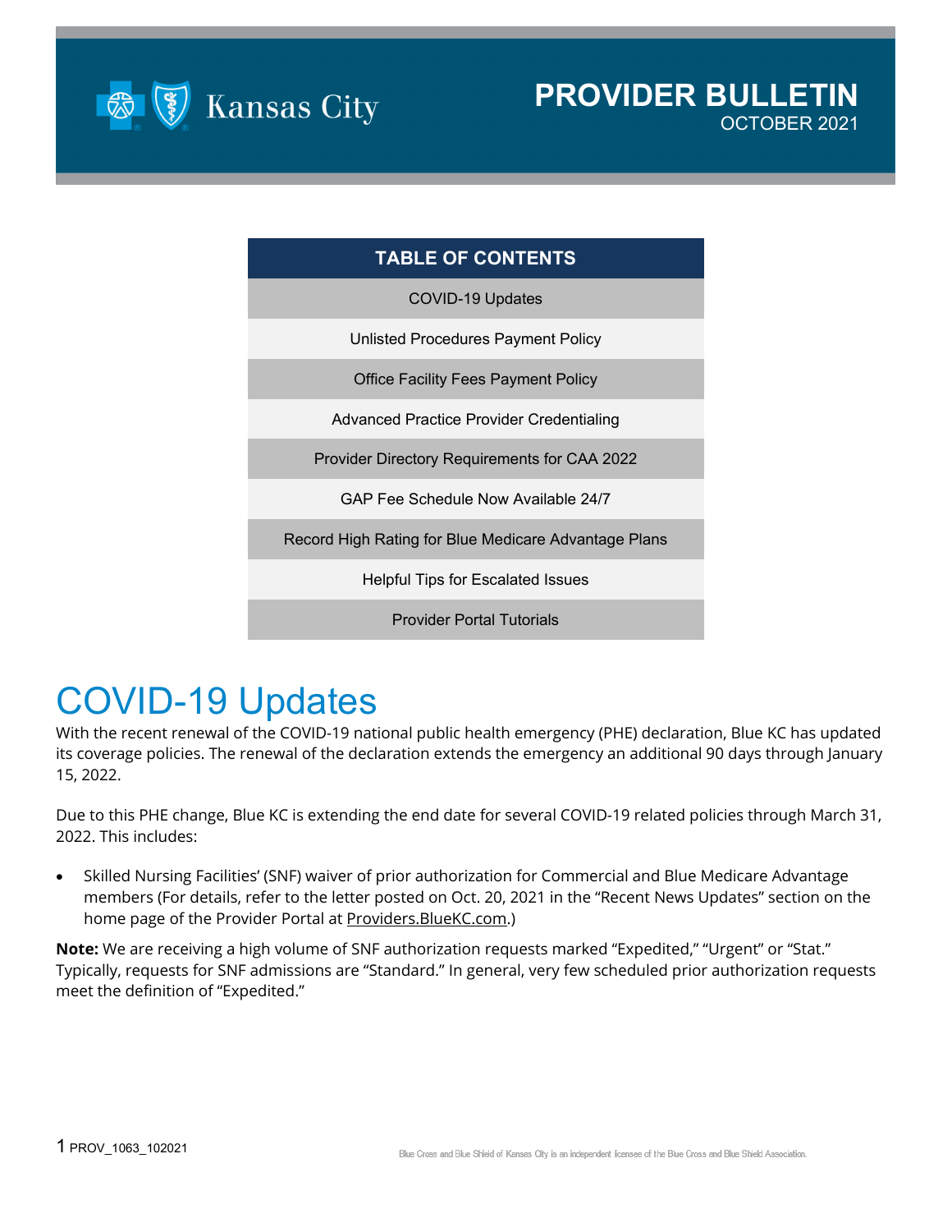# PROVIDER BULLETIN

OCTOBER 2021

| TABLE OF CONTENTS |
|---|
| COVID-19 Updates |
| Unlisted Procedures Payment Policy |
| Office Facility Fees Payment Policy |
| Advanced Practice Provider Credentialing |
| Provider Directory Requirements for CAA 2022 |
| GAP Fee Schedule Now Available 24/7 |
| Record High Rating for Blue Medicare Advantage Plans |
| Helpful Tips for Escalated Issues |
| Provider Portal Tutorials |

## COVID-19 Updates

With the recent renewal of the COVID-19 national public health emergency (PHE) declaration, Blue KC has updated its coverage policies. The renewal of the declaration extends the emergency an additional 90 days through January 15, 2022.

Due to this PHE change, Blue KC is extending the end date for several COVID-19 related policies through March 31, 2022. This includes:

- Skilled Nursing Facilities' (SNF) waiver of prior authorization for Commercial and Blue Medicare Advantage members (For details, refer to the letter posted on Oct. 20, 2021 in the "Recent News Updates" section on the home page of the Provider Portal at Providers.BlueKC.com.)

**Note:** We are receiving a high volume of SNF authorization requests marked "Expedited," "Urgent" or "Stat." Typically, requests for SNF admissions are "Standard." In general, very few scheduled prior authorization requests meet the definition of "Expedited."

PROV_1063_102021

Blue Cross and Blue Shield of Kansas City is an independent licensee of the Blue Cross and Blue Shield Association.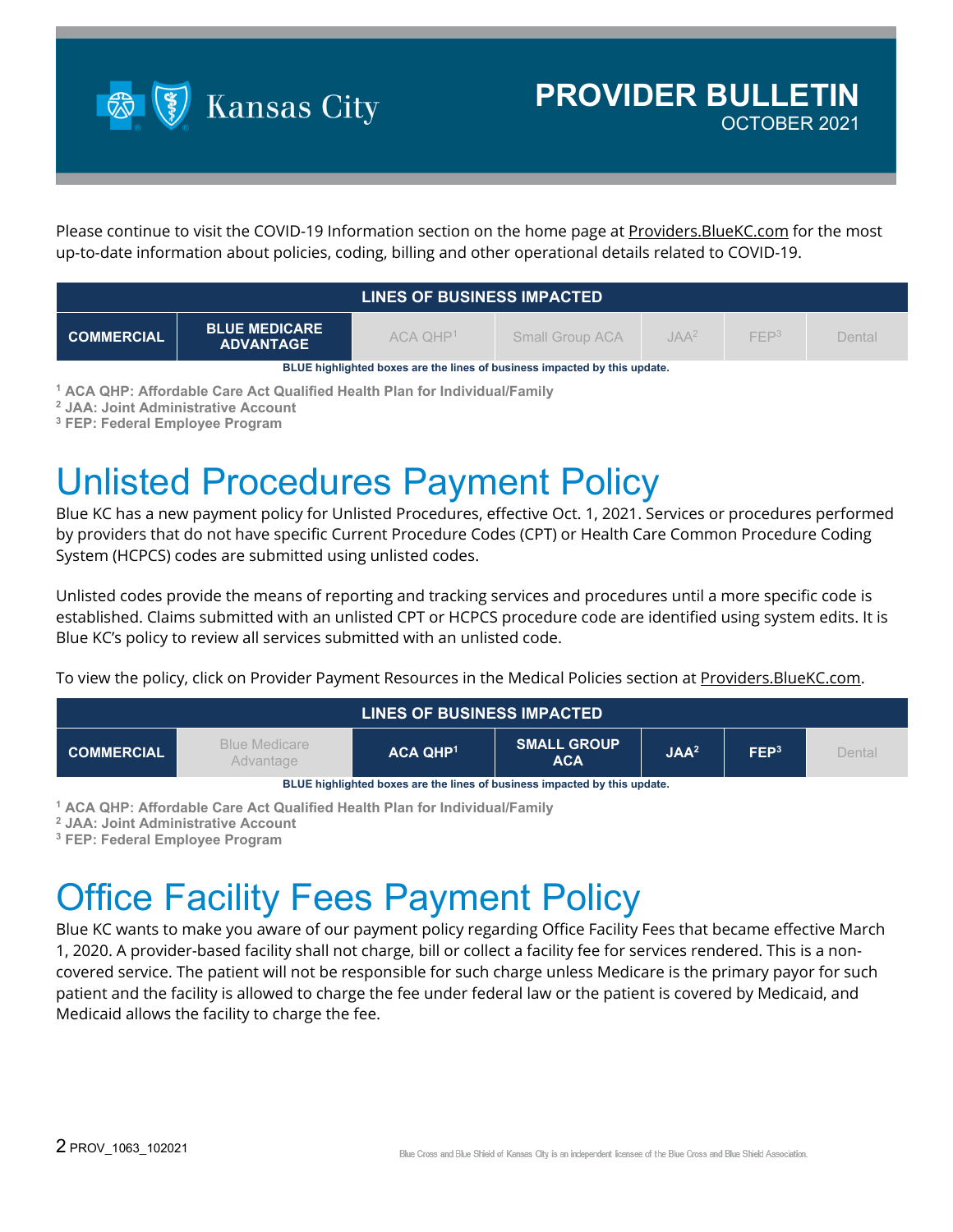# PROVIDER BULLETIN

OCTOBER 2021

Please continue to visit the COVID-19 Information section on the home page at Providers.BlueKC.com for the most up-to-date information about policies, coding, billing and other operational details related to COVID-19.

| LINES OF BUSINESS IMPACTED | | | | | | |
|---|---|---|---|---|---|---|
| **COMMERCIAL** | **BLUE MEDICARE ADVANTAGE** | ACA QHP[1] | Small Group ACA | JAA[2] | FEP[3] | Dental |

BLUE highlighted boxes are the lines of business impacted by this update.

[1] ACA QHP: Affordable Care Act Qualified Health Plan for Individual/Family
[2] JAA: Joint Administrative Account
[3] FEP: Federal Employee Program

# Unlisted Procedures Payment Policy

Blue KC has a new payment policy for Unlisted Procedures, effective Oct. 1, 2021. Services or procedures performed by providers that do not have specific Current Procedure Codes (CPT) or Health Care Common Procedure Coding System (HCPCS) codes are submitted using unlisted codes.

Unlisted codes provide the means of reporting and tracking services and procedures until a more specific code is established. Claims submitted with an unlisted CPT or HCPCS procedure code are identified using system edits. It is Blue KC's policy to review all services submitted with an unlisted code.

To view the policy, click on Provider Payment Resources in the Medical Policies section at Providers.BlueKC.com.

| LINES OF BUSINESS IMPACTED | | | | | | |
|---|---|---|---|---|---|---|
| **COMMERCIAL** | Blue Medicare Advantage | **ACA QHP[1]** | **SMALL GROUP ACA** | **JAA[2]** | **FEP[3]** | Dental |

BLUE highlighted boxes are the lines of business impacted by this update.

[1] ACA QHP: Affordable Care Act Qualified Health Plan for Individual/Family
[2] JAA: Joint Administrative Account
[3] FEP: Federal Employee Program

# Office Facility Fees Payment Policy

Blue KC wants to make you aware of our payment policy regarding Office Facility Fees that became effective March 1, 2020. A provider-based facility shall not charge, bill or collect a facility fee for services rendered. This is a non-covered service. The patient will not be responsible for such charge unless Medicare is the primary payor for such patient and the facility is allowed to charge the fee under federal law or the patient is covered by Medicaid, and Medicaid allows the facility to charge the fee.

PROV_1063_102021

Blue Cross and Blue Shield of Kansas City is an independent licensee of the Blue Cross and Blue Shield Association.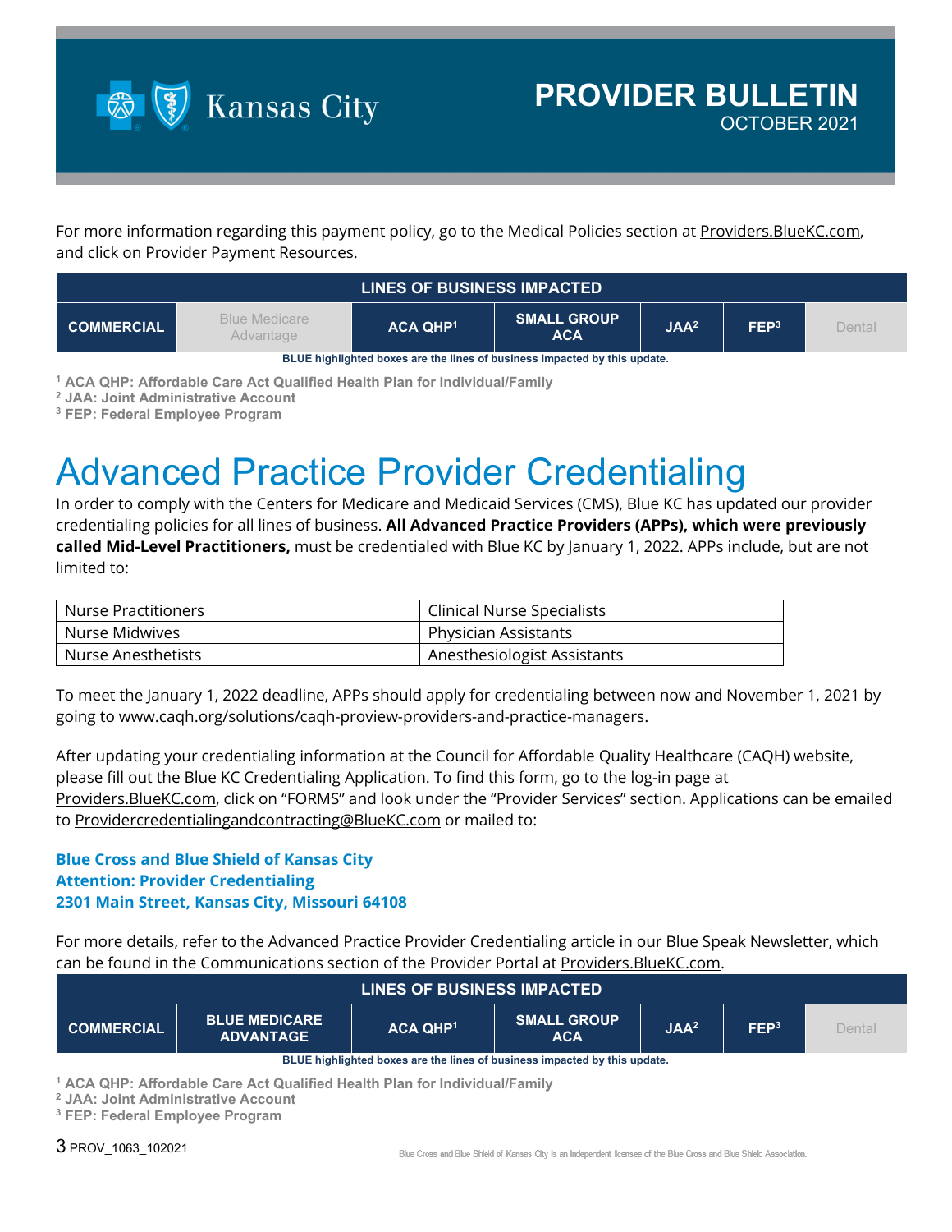For more information regarding this payment policy, go to the Medical Policies section at Providers.BlueKC.com, and click on Provider Payment Resources.

| LINES OF BUSINESS IMPACTED | | | | | | |
|---|---|---|---|---|---|---|
| **COMMERCIAL** | Blue Medicare Advantage | **ACA QHP[1]** | **SMALL GROUP ACA** | **JAA[2]** | **FEP[3]** | Dental |

**BLUE highlighted boxes are the lines of business impacted by this update.**

[1] **ACA QHP: Affordable Care Act Qualified Health Plan for Individual/Family**
[2] **JAA: Joint Administrative Account**
[3] **FEP: Federal Employee Program**

# Advanced Practice Provider Credentialing

In order to comply with the Centers for Medicare and Medicaid Services (CMS), Blue KC has updated our provider credentialing policies for all lines of business. **All Advanced Practice Providers (APPs), which were previously called Mid-Level Practitioners,** must be credentialed with Blue KC by January 1, 2022. APPs include, but are not limited to:

| | |
|---|---|
| Nurse Practitioners | Clinical Nurse Specialists |
| Nurse Midwives | Physician Assistants |
| Nurse Anesthetists | Anesthesiologist Assistants |

To meet the January 1, 2022 deadline, APPs should apply for credentialing between now and November 1, 2021 by going to www.caqh.org/solutions/caqh-proview-providers-and-practice-managers.

After updating your credentialing information at the Council for Affordable Quality Healthcare (CAQH) website, please fill out the Blue KC Credentialing Application. To find this form, go to the log-in page at Providers.BlueKC.com, click on "FORMS" and look under the "Provider Services" section. Applications can be emailed to Providercredentialingandcontracting@BlueKC.com or mailed to:

**Blue Cross and Blue Shield of Kansas City**
**Attention: Provider Credentialing**
**2301 Main Street, Kansas City, Missouri 64108**

For more details, refer to the Advanced Practice Provider Credentialing article in our Blue Speak Newsletter, which can be found in the Communications section of the Provider Portal at Providers.BlueKC.com.

| LINES OF BUSINESS IMPACTED | | | | | | |
|---|---|---|---|---|---|---|
| **COMMERCIAL** | **BLUE MEDICARE ADVANTAGE** | **ACA QHP[1]** | **SMALL GROUP ACA** | **JAA[2]** | **FEP[3]** | Dental |

**BLUE highlighted boxes are the lines of business impacted by this update.**

[1] **ACA QHP: Affordable Care Act Qualified Health Plan for Individual/Family**
[2] **JAA: Joint Administrative Account**
[3] **FEP: Federal Employee Program**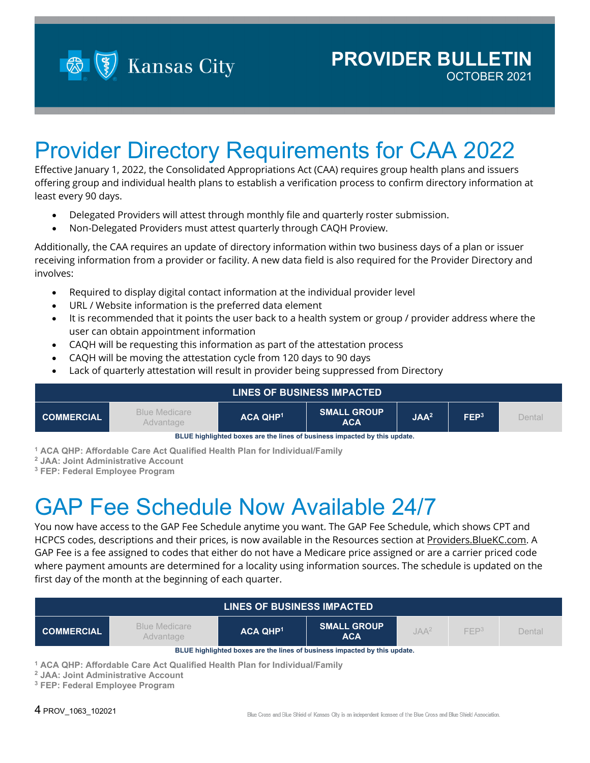PROVIDER BULLETIN
OCTOBER 2021

# Provider Directory Requirements for CAA 2022

Effective January 1, 2022, the Consolidated Appropriations Act (CAA) requires group health plans and issuers offering group and individual health plans to establish a verification process to confirm directory information at least every 90 days.

- Delegated Providers will attest through monthly file and quarterly roster submission.
- Non-Delegated Providers must attest quarterly through CAQH Proview.

Additionally, the CAA requires an update of directory information within two business days of a plan or issuer receiving information from a provider or facility. A new data field is also required for the Provider Directory and involves:

- Required to display digital contact information at the individual provider level
- URL / Website information is the preferred data element
- It is recommended that it points the user back to a health system or group / provider address where the user can obtain appointment information
- CAQH will be requesting this information as part of the attestation process
- CAQH will be moving the attestation cycle from 120 days to 90 days
- Lack of quarterly attestation will result in provider being suppressed from Directory

| LINES OF BUSINESS IMPACTED | | | | | | |
|---|---|---|---|---|---|---|
| **COMMERCIAL** | Blue Medicare Advantage | **ACA QHP[1]** | **SMALL GROUP ACA** | **JAA[2]** | **FEP[3]** | Dental |

**BLUE highlighted boxes are the lines of business impacted by this update.**

[1] ACA QHP: Affordable Care Act Qualified Health Plan for Individual/Family
[2] JAA: Joint Administrative Account
[3] FEP: Federal Employee Program

# GAP Fee Schedule Now Available 24/7

You now have access to the GAP Fee Schedule anytime you want. The GAP Fee Schedule, which shows CPT and HCPCS codes, descriptions and their prices, is now available in the Resources section at Providers.BlueKC.com. A GAP Fee is a fee assigned to codes that either do not have a Medicare price assigned or are a carrier priced code where payment amounts are determined for a locality using information sources. The schedule is updated on the first day of the month at the beginning of each quarter.

| LINES OF BUSINESS IMPACTED | | | | | | |
|---|---|---|---|---|---|---|
| **COMMERCIAL** | Blue Medicare Advantage | **ACA QHP[1]** | **SMALL GROUP ACA** | JAA[2] | FEP[3] | Dental |

**BLUE highlighted boxes are the lines of business impacted by this update.**

[1] ACA QHP: Affordable Care Act Qualified Health Plan for Individual/Family
[2] JAA: Joint Administrative Account
[3] FEP: Federal Employee Program

PROV_1063_102021

Blue Cross and Blue Shield of Kansas City is an independent licensee of the Blue Cross and Blue Shield Association.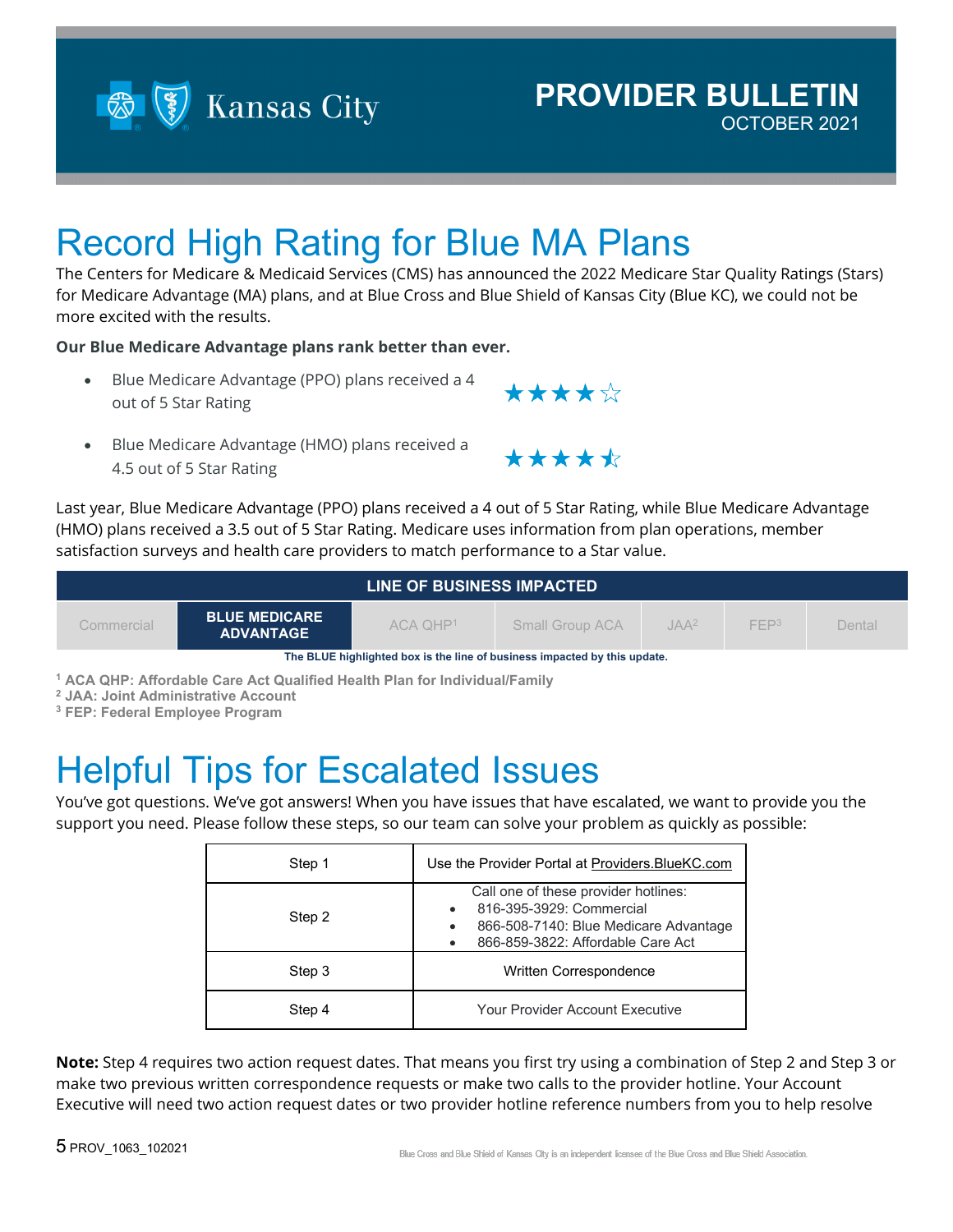# PROVIDER BULLETIN

OCTOBER 2021

# Record High Rating for Blue MA Plans

The Centers for Medicare & Medicaid Services (CMS) has announced the 2022 Medicare Star Quality Ratings (Stars) for Medicare Advantage (MA) plans, and at Blue Cross and Blue Shield of Kansas City (Blue KC), we could not be more excited with the results.

**Our Blue Medicare Advantage plans rank better than ever.**

- Blue Medicare Advantage (PPO) plans received a 4 out of 5 Star Rating ★★★★☆
- Blue Medicare Advantage (HMO) plans received a 4.5 out of 5 Star Rating ★★★★½

Last year, Blue Medicare Advantage (PPO) plans received a 4 out of 5 Star Rating, while Blue Medicare Advantage (HMO) plans received a 3.5 out of 5 Star Rating. Medicare uses information from plan operations, member satisfaction surveys and health care providers to match performance to a Star value.

| LINE OF BUSINESS IMPACTED | | | | | | |
|---|---|---|---|---|---|---|
| Commercial | **BLUE MEDICARE ADVANTAGE** | ACA QHP[1] | Small Group ACA | JAA[2] | FEP[3] | Dental |

The BLUE highlighted box is the line of business impacted by this update.

[1] ACA QHP: Affordable Care Act Qualified Health Plan for Individual/Family
[2] JAA: Joint Administrative Account
[3] FEP: Federal Employee Program

# Helpful Tips for Escalated Issues

You've got questions. We've got answers! When you have issues that have escalated, we want to provide you the support you need. Please follow these steps, so our team can solve your problem as quickly as possible:

| Step | Action |
|---|---|
| Step 1 | Use the Provider Portal at Providers.BlueKC.com |
| Step 2 | Call one of these provider hotlines:<br>• 816-395-3929: Commercial<br>• 866-508-7140: Blue Medicare Advantage<br>• 866-859-3822: Affordable Care Act |
| Step 3 | Written Correspondence |
| Step 4 | Your Provider Account Executive |

**Note:** Step 4 requires two action request dates. That means you first try using a combination of Step 2 and Step 3 or make two previous written correspondence requests or make two calls to the provider hotline. Your Account Executive will need two action request dates or two provider hotline reference numbers from you to help resolve

PROV_1063_102021

Blue Cross and Blue Shield of Kansas City is an independent licensee of the Blue Cross and Blue Shield Association.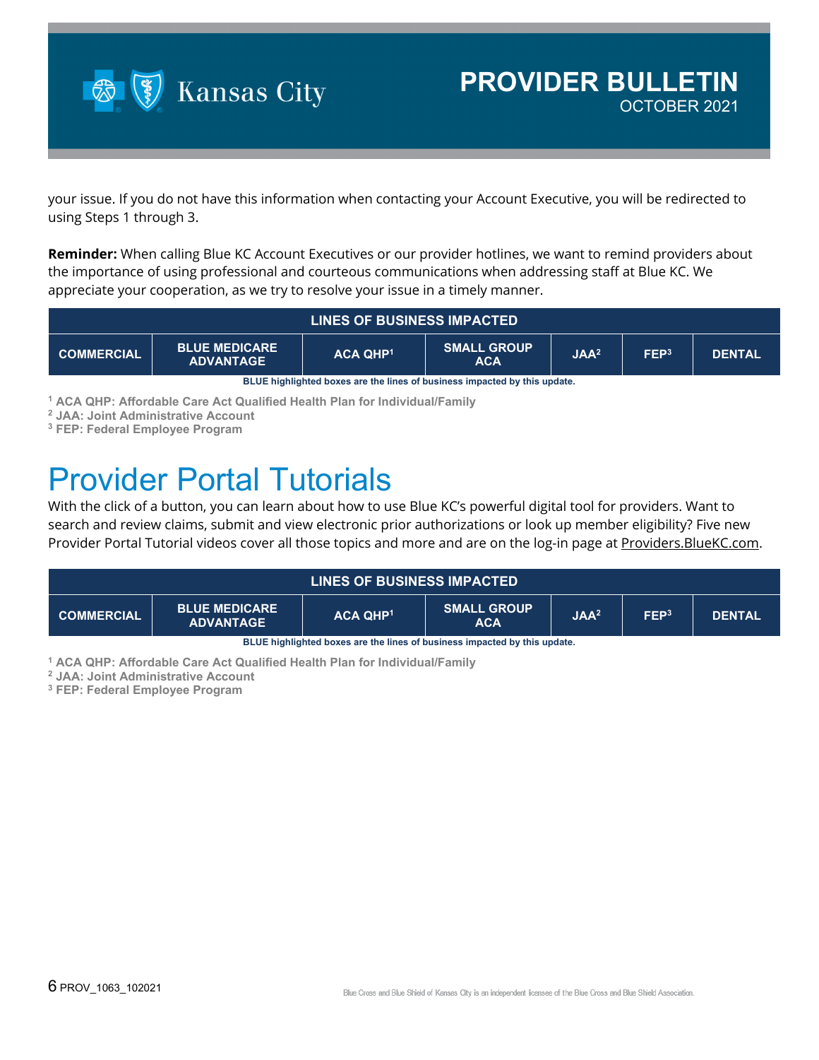your issue. If you do not have this information when contacting your Account Executive, you will be redirected to using Steps 1 through 3.

**Reminder:** When calling Blue KC Account Executives or our provider hotlines, we want to remind providers about the importance of using professional and courteous communications when addressing staff at Blue KC. We appreciate your cooperation, as we try to resolve your issue in a timely manner.

| LINES OF BUSINESS IMPACTED | | | | | | |
|---|---|---|---|---|---|---|
| COMMERCIAL | BLUE MEDICARE ADVANTAGE | ACA QHP[1] | SMALL GROUP ACA | JAA[2] | FEP[3] | DENTAL |

BLUE highlighted boxes are the lines of business impacted by this update.

[1] ACA QHP: Affordable Care Act Qualified Health Plan for Individual/Family
[2] JAA: Joint Administrative Account
[3] FEP: Federal Employee Program

# Provider Portal Tutorials

With the click of a button, you can learn about how to use Blue KC's powerful digital tool for providers. Want to search and review claims, submit and view electronic prior authorizations or look up member eligibility? Five new Provider Portal Tutorial videos cover all those topics and more and are on the log-in page at Providers.BlueKC.com.

| LINES OF BUSINESS IMPACTED | | | | | | |
|---|---|---|---|---|---|---|
| COMMERCIAL | BLUE MEDICARE ADVANTAGE | ACA QHP[1] | SMALL GROUP ACA | JAA[2] | FEP[3] | DENTAL |

BLUE highlighted boxes are the lines of business impacted by this update.

[1] ACA QHP: Affordable Care Act Qualified Health Plan for Individual/Family
[2] JAA: Joint Administrative Account
[3] FEP: Federal Employee Program